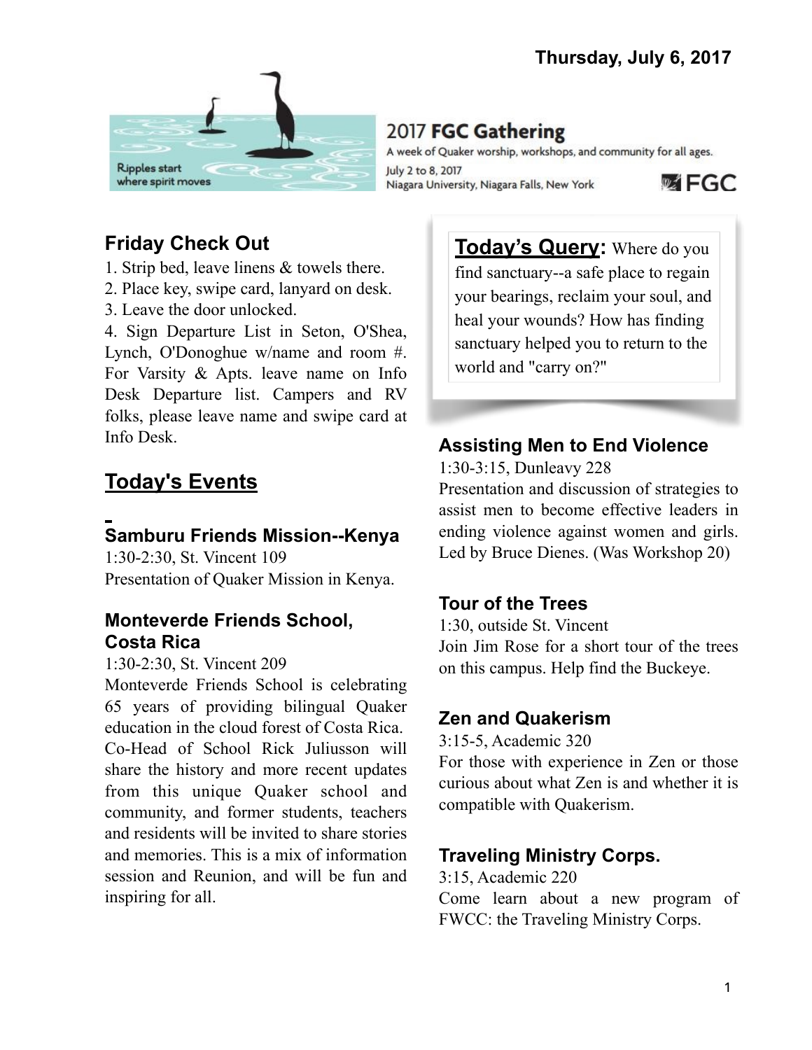Thursday, July 6, 2017

Ripples start where spirit moves

# 2017 FGC Gathering

A week of Quaker worship, workshops, and community for all ages.

July 2 to 8, 2017
Niagara University, Niagara Falls, New York

FGC

## Friday Check Out

1. Strip bed, leave linens & towels there.
2. Place key, swipe card, lanyard on desk.
3. Leave the door unlocked.
4. Sign Departure List in Seton, O'Shea, Lynch, O'Donoghue w/name and room #. For Varsity & Apts. leave name on Info Desk Departure list. Campers and RV folks, please leave name and swipe card at Info Desk.

**Today's Query:** Where do you find sanctuary--a safe place to regain your bearings, reclaim your soul, and heal your wounds? How has finding sanctuary helped you to return to the world and "carry on?"

## Today's Events

### Samburu Friends Mission--Kenya

1:30-2:30, St. Vincent 109
Presentation of Quaker Mission in Kenya.

### Monteverde Friends School, Costa Rica

1:30-2:30, St. Vincent 209
Monteverde Friends School is celebrating 65 years of providing bilingual Quaker education in the cloud forest of Costa Rica. Co-Head of School Rick Juliusson will share the history and more recent updates from this unique Quaker school and community, and former students, teachers and residents will be invited to share stories and memories. This is a mix of information session and Reunion, and will be fun and inspiring for all.

### Assisting Men to End Violence

1:30-3:15, Dunleavy 228
Presentation and discussion of strategies to assist men to become effective leaders in ending violence against women and girls. Led by Bruce Dienes. (Was Workshop 20)

### Tour of the Trees

1:30, outside St. Vincent
Join Jim Rose for a short tour of the trees on this campus. Help find the Buckeye.

### Zen and Quakerism

3:15-5, Academic 320
For those with experience in Zen or those curious about what Zen is and whether it is compatible with Quakerism.

### Traveling Ministry Corps.

3:15, Academic 220
Come learn about a new program of FWCC: the Traveling Ministry Corps.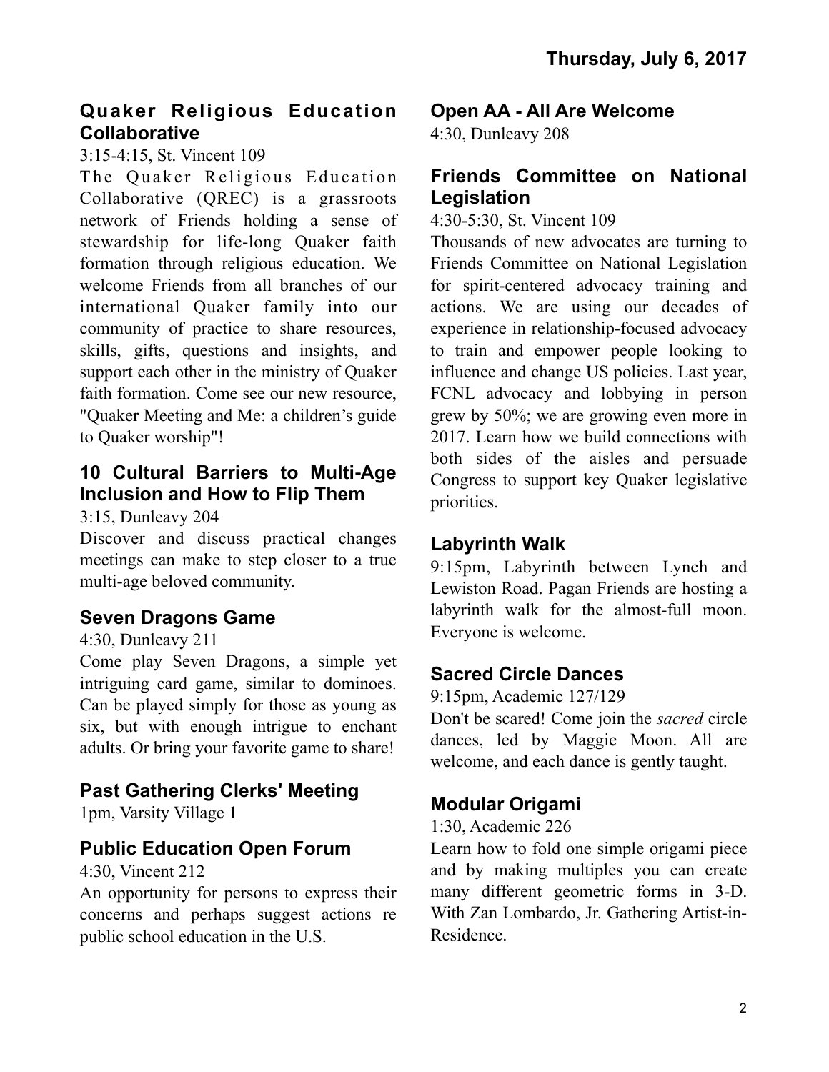## Quaker Religious Education Collaborative

3:15-4:15, St. Vincent 109

The Quaker Religious Education Collaborative (QREC) is a grassroots network of Friends holding a sense of stewardship for life-long Quaker faith formation through religious education. We welcome Friends from all branches of our international Quaker family into our community of practice to share resources, skills, gifts, questions and insights, and support each other in the ministry of Quaker faith formation. Come see our new resource, "Quaker Meeting and Me: a children's guide to Quaker worship"!

## 10 Cultural Barriers to Multi-Age Inclusion and How to Flip Them

3:15, Dunleavy 204

Discover and discuss practical changes meetings can make to step closer to a true multi-age beloved community.

## Seven Dragons Game

4:30, Dunleavy 211

Come play Seven Dragons, a simple yet intriguing card game, similar to dominoes. Can be played simply for those as young as six, but with enough intrigue to enchant adults. Or bring your favorite game to share!

## Past Gathering Clerks' Meeting

1pm, Varsity Village 1

## Public Education Open Forum

4:30, Vincent 212

An opportunity for persons to express their concerns and perhaps suggest actions re public school education in the U.S.

## Open AA - All Are Welcome

4:30, Dunleavy 208

## Friends Committee on National Legislation

4:30-5:30, St. Vincent 109

Thousands of new advocates are turning to Friends Committee on National Legislation for spirit-centered advocacy training and actions. We are using our decades of experience in relationship-focused advocacy to train and empower people looking to influence and change US policies. Last year, FCNL advocacy and lobbying in person grew by 50%; we are growing even more in 2017. Learn how we build connections with both sides of the aisles and persuade Congress to support key Quaker legislative priorities.

## Labyrinth Walk

9:15pm, Labyrinth between Lynch and Lewiston Road. Pagan Friends are hosting a labyrinth walk for the almost-full moon. Everyone is welcome.

## Sacred Circle Dances

9:15pm, Academic 127/129

Don't be scared! Come join the *sacred* circle dances, led by Maggie Moon. All are welcome, and each dance is gently taught.

## Modular Origami

1:30, Academic 226

Learn how to fold one simple origami piece and by making multiples you can create many different geometric forms in 3-D. With Zan Lombardo, Jr. Gathering Artist-in-Residence.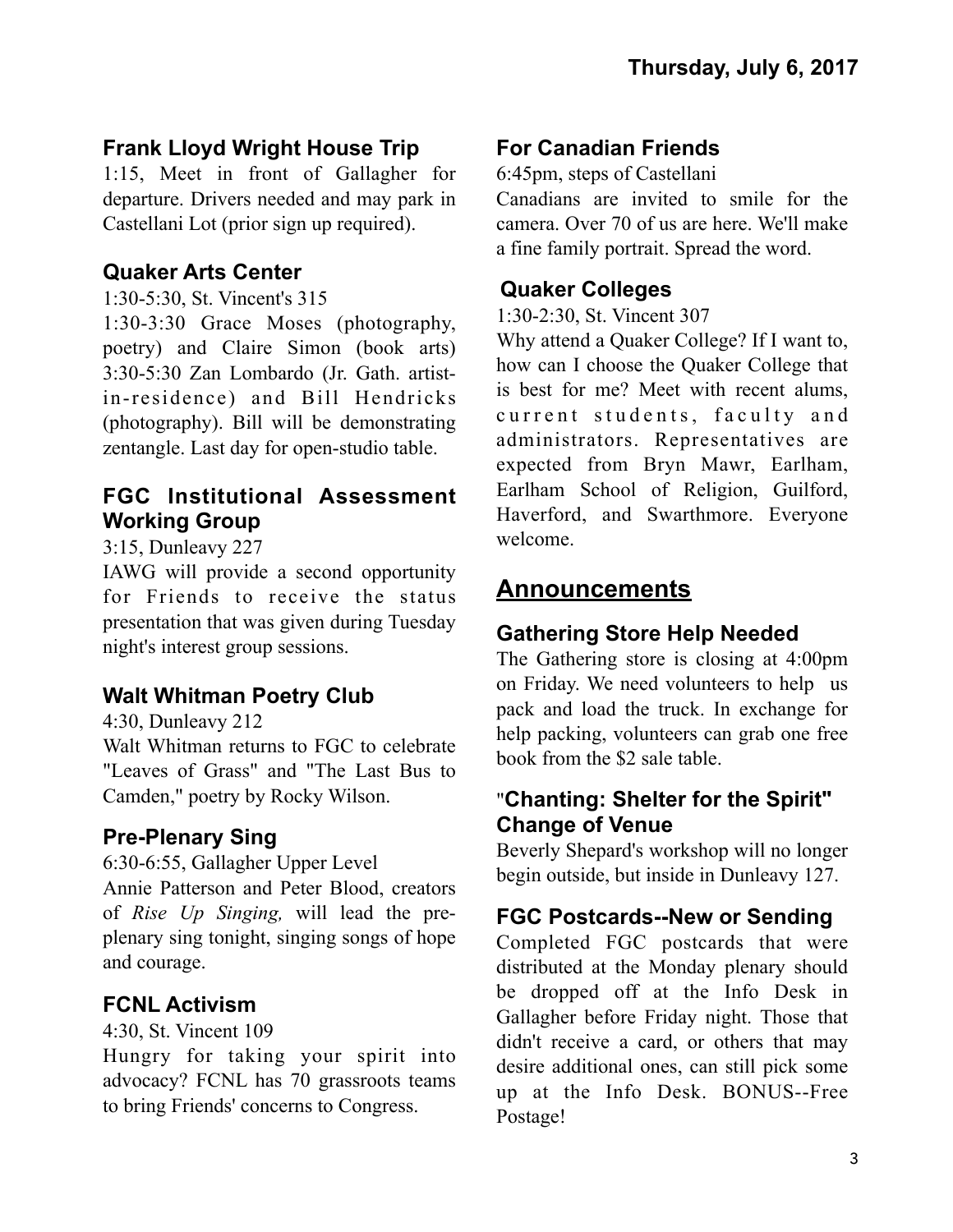### Frank Lloyd Wright House Trip

1:15, Meet in front of Gallagher for departure. Drivers needed and may park in Castellani Lot (prior sign up required).

### Quaker Arts Center

1:30-5:30, St. Vincent's 315

1:30-3:30 Grace Moses (photography, poetry) and Claire Simon (book arts) 3:30-5:30 Zan Lombardo (Jr. Gath. artist-in-residence) and Bill Hendricks (photography). Bill will be demonstrating zentangle. Last day for open-studio table.

### FGC Institutional Assessment Working Group

3:15, Dunleavy 227

IAWG will provide a second opportunity for Friends to receive the status presentation that was given during Tuesday night's interest group sessions.

### Walt Whitman Poetry Club

4:30, Dunleavy 212

Walt Whitman returns to FGC to celebrate "Leaves of Grass" and "The Last Bus to Camden," poetry by Rocky Wilson.

### Pre-Plenary Sing

6:30-6:55, Gallagher Upper Level

Annie Patterson and Peter Blood, creators of *Rise Up Singing,* will lead the pre-plenary sing tonight, singing songs of hope and courage.

### FCNL Activism

4:30, St. Vincent 109

Hungry for taking your spirit into advocacy? FCNL has 70 grassroots teams to bring Friends' concerns to Congress.

### For Canadian Friends

6:45pm, steps of Castellani

Canadians are invited to smile for the camera. Over 70 of us are here. We'll make a fine family portrait. Spread the word.

### Quaker Colleges

1:30-2:30, St. Vincent 307

Why attend a Quaker College? If I want to, how can I choose the Quaker College that is best for me? Meet with recent alums, current students, faculty and administrators. Representatives are expected from Bryn Mawr, Earlham, Earlham School of Religion, Guilford, Haverford, and Swarthmore. Everyone welcome.

## Announcements

### Gathering Store Help Needed

The Gathering store is closing at 4:00pm on Friday. We need volunteers to help us pack and load the truck. In exchange for help packing, volunteers can grab one free book from the $2 sale table.

### "Chanting: Shelter for the Spirit" Change of Venue

Beverly Shepard's workshop will no longer begin outside, but inside in Dunleavy 127.

### FGC Postcards--New or Sending

Completed FGC postcards that were distributed at the Monday plenary should be dropped off at the Info Desk in Gallagher before Friday night. Those that didn't receive a card, or others that may desire additional ones, can still pick some up at the Info Desk. BONUS--Free Postage!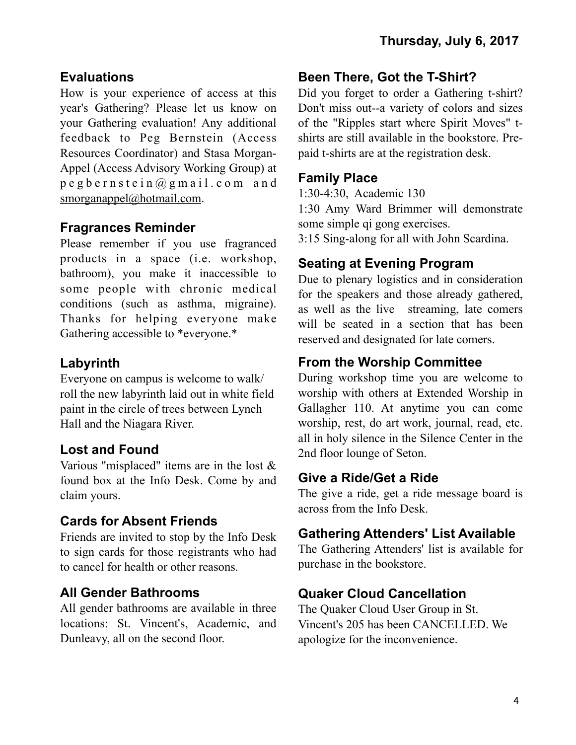## Evaluations

How is your experience of access at this year's Gathering? Please let us know on your Gathering evaluation! Any additional feedback to Peg Bernstein (Access Resources Coordinator) and Stasa Morgan-Appel (Access Advisory Working Group) at pegbernstein@gmail.com and smorganappel@hotmail.com.

## Fragrances Reminder

Please remember if you use fragranced products in a space (i.e. workshop, bathroom), you make it inaccessible to some people with chronic medical conditions (such as asthma, migraine). Thanks for helping everyone make Gathering accessible to *everyone.*

## Labyrinth

Everyone on campus is welcome to walk/ roll the new labyrinth laid out in white field paint in the circle of trees between Lynch Hall and the Niagara River.

## Lost and Found

Various "misplaced" items are in the lost & found box at the Info Desk. Come by and claim yours.

## Cards for Absent Friends

Friends are invited to stop by the Info Desk to sign cards for those registrants who had to cancel for health or other reasons.

## All Gender Bathrooms

All gender bathrooms are available in three locations: St. Vincent's, Academic, and Dunleavy, all on the second floor.

## Been There, Got the T-Shirt?

Did you forget to order a Gathering t-shirt? Don't miss out--a variety of colors and sizes of the "Ripples start where Spirit Moves" t-shirts are still available in the bookstore. Pre-paid t-shirts are at the registration desk.

## Family Place

1:30-4:30, Academic 130

1:30 Amy Ward Brimmer will demonstrate some simple qi gong exercises.

3:15 Sing-along for all with John Scardina.

## Seating at Evening Program

Due to plenary logistics and in consideration for the speakers and those already gathered, as well as the live streaming, late comers will be seated in a section that has been reserved and designated for late comers.

## From the Worship Committee

During workshop time you are welcome to worship with others at Extended Worship in Gallagher 110. At anytime you can come worship, rest, do art work, journal, read, etc. all in holy silence in the Silence Center in the 2nd floor lounge of Seton.

## Give a Ride/Get a Ride

The give a ride, get a ride message board is across from the Info Desk.

## Gathering Attenders' List Available

The Gathering Attenders' list is available for purchase in the bookstore.

## Quaker Cloud Cancellation

The Quaker Cloud User Group in St. Vincent's 205 has been CANCELLED. We apologize for the inconvenience.